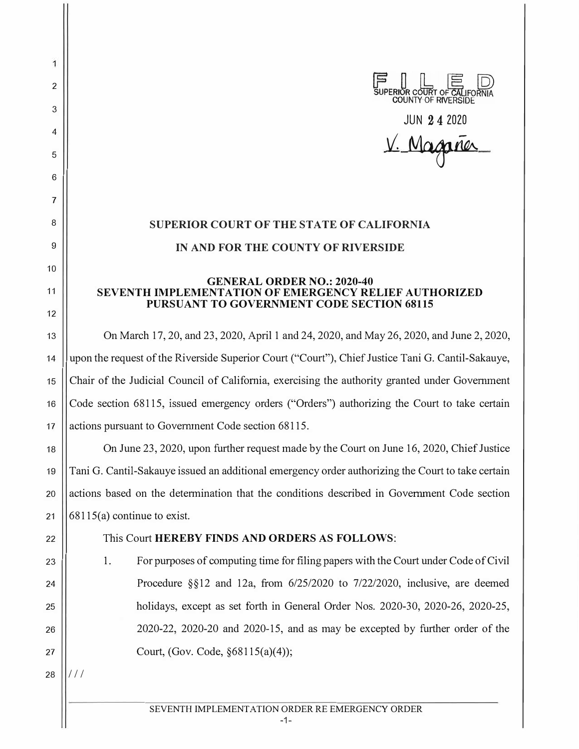FILED
SUPERIOR COURT OF CALIFORNIA
COUNTY OF RIVERSIDE

JUN 24 2020

V. Magaña

# SUPERIOR COURT OF THE STATE OF CALIFORNIA

# IN AND FOR THE COUNTY OF RIVERSIDE

## GENERAL ORDER NO.: 2020-40
## SEVENTH IMPLEMENTATION OF EMERGENCY RELIEF AUTHORIZED PURSUANT TO GOVERNMENT CODE SECTION 68115

On March 17, 20, and 23, 2020, April 1 and 24, 2020, and May 26, 2020, and June 2, 2020, upon the request of the Riverside Superior Court ("Court"), Chief Justice Tani G. Cantil-Sakauye, Chair of the Judicial Council of California, exercising the authority granted under Government Code section 68115, issued emergency orders ("Orders") authorizing the Court to take certain actions pursuant to Government Code section 68115.

On June 23, 2020, upon further request made by the Court on June 16, 2020, Chief Justice Tani G. Cantil-Sakauye issued an additional emergency order authorizing the Court to take certain actions based on the determination that the conditions described in Government Code section 68115(a) continue to exist.

This Court **HEREBY FINDS AND ORDERS AS FOLLOWS**:

1. For purposes of computing time for filing papers with the Court under Code of Civil Procedure §§12 and 12a, from 6/25/2020 to 7/22/2020, inclusive, are deemed holidays, except as set forth in General Order Nos. 2020-30, 2020-26, 2020-25, 2020-22, 2020-20 and 2020-15, and as may be excepted by further order of the Court, (Gov. Code, §68115(a)(4));

///

SEVENTH IMPLEMENTATION ORDER RE EMERGENCY ORDER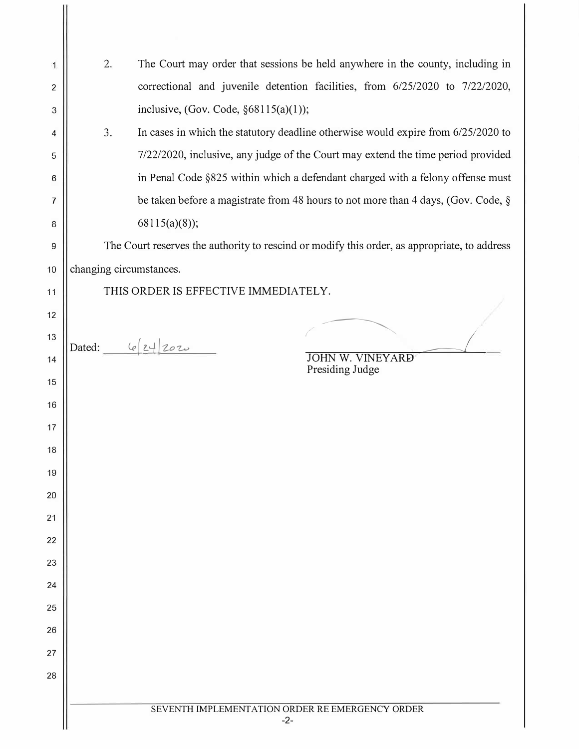2. The Court may order that sessions be held anywhere in the county, including in correctional and juvenile detention facilities, from 6/25/2020 to 7/22/2020, inclusive, (Gov. Code, §68115(a)(1));

3. In cases in which the statutory deadline otherwise would expire from 6/25/2020 to 7/22/2020, inclusive, any judge of the Court may extend the time period provided in Penal Code §825 within which a defendant charged with a felony offense must be taken before a magistrate from 48 hours to not more than 4 days, (Gov. Code, § 68115(a)(8));

The Court reserves the authority to rescind or modify this order, as appropriate, to address changing circumstances.

THIS ORDER IS EFFECTIVE IMMEDIATELY.

Dated: 6/24/2020

JOHN W. VINEYARD
Presiding Judge